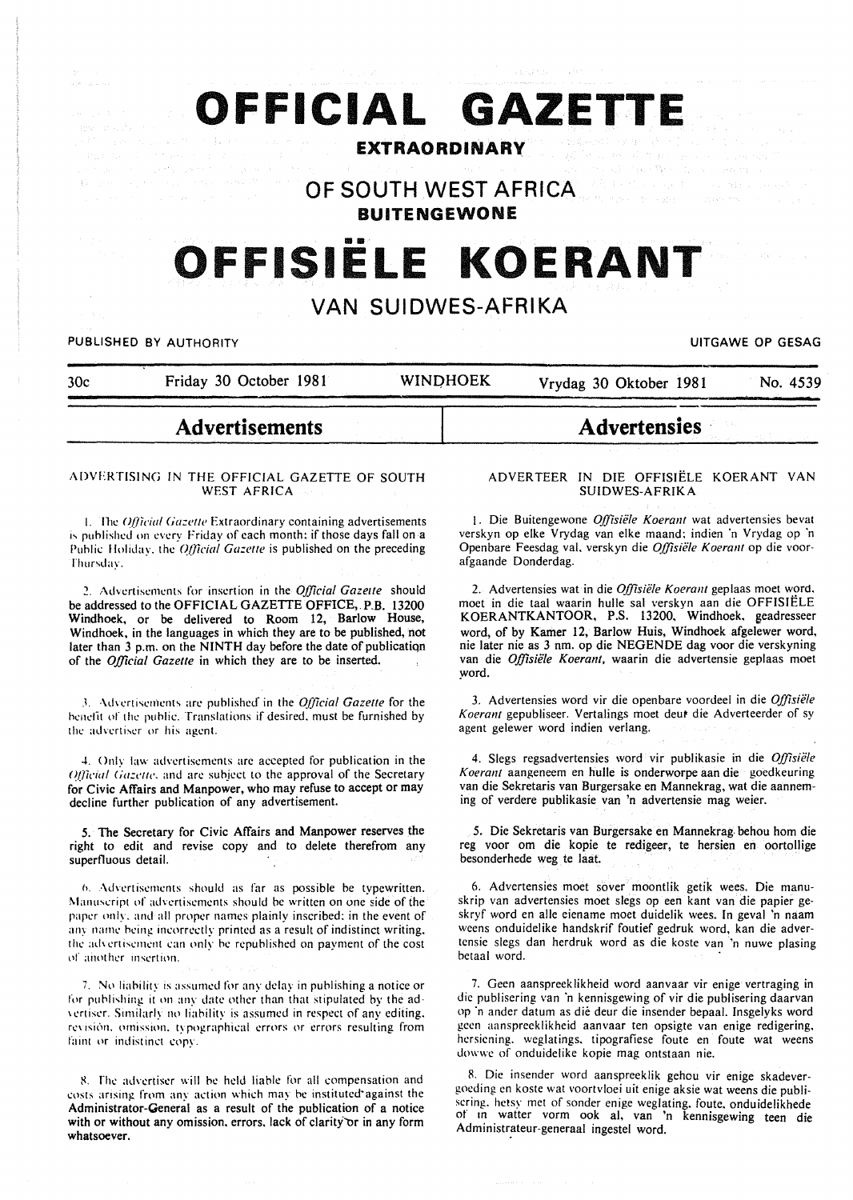# OFFICIAL GAZETTE

**EXTRAORDINARY**

## OF SOUTH WEST AFRICA

**BUITENGEWONE**

# OFFISIËLE KOERANT

## VAN SUIDWES-AFRIKA

PUBLISHED BY AUTHORITY — UITGAWE OP GESAG

30c | Friday 30 October 1981 | WINDHOEK | Vrydag 30 Oktober 1981 | No. 4539

## Advertisements

### ADVERTISING IN THE OFFICIAL GAZETTE OF SOUTH WEST AFRICA

1. The *Official Gazette* Extraordinary containing advertisements is published on every Friday of each month; if those days fall on a Public Holiday, the *Official Gazette* is published on the preceding Thursday.

2. Advertisements for insertion in the *Official Gazette* should be addressed to the OFFICIAL GAZETTE OFFICE, P.B. 13200 Windhoek, or be delivered to Room 12, Barlow House, Windhoek, in the languages in which they are to be published, not later than 3 p.m. on the NINTH day before the date of publication of the *Official Gazette* in which they are to be inserted.

3. Advertisements are published in the *Official Gazette* for the benefit of the public. Translations if desired, must be furnished by the advertiser or his agent.

4. Only law advertisements are accepted for publication in the *Official Gazette*, and are subject to the approval of the Secretary for Civic Affairs and Manpower, who may refuse to accept or may decline further publication of any advertisement.

5. The Secretary for Civic Affairs and Manpower reserves the right to edit and revise copy and to delete therefrom any superfluous detail.

6. Advertisements should as far as possible be typewritten. Manuscript of advertisements should be written on one side of the paper only, and all proper names plainly inscribed; in the event of any name being incorrectly printed as a result of indistinct writing, the advertisement can only be republished on payment of the cost of another insertion.

7. No liability is assumed for any delay in publishing a notice or for publishing it on any date other than that stipulated by the advertiser. Similarly no liability is assumed in respect of any editing, revision, omission, typographical errors or errors resulting from faint or indistinct copy.

8. The advertiser will be held liable for all compensation and costs arising from any action which may be instituted against the Administrator-General as a result of the publication of a notice with or without any omission, errors, lack of clarity or in any form whatsoever.

## Advertensies

### ADVERTEER IN DIE OFFISIËLE KOERANT VAN SUIDWES-AFRIKA

1. Die Buitengewone *Offisiële Koerant* wat advertensies bevat verskyn op elke Vrydag van elke maand; indien 'n Vrydag op 'n Openbare Feesdag val, verskyn die *Offisiële Koerant* op die voorafgaande Donderdag.

2. Advertensies wat in die *Offisiële Koerant* geplaas moet word, moet in die taal waarin hulle sal verskyn aan die OFFISIËLE KOERANTKANTOOR, P.S. 13200, Windhoek, geadresseer word, of by Kamer 12, Barlow Huis, Windhoek afgelewer word, nie later nie as 3 nm. op die NEGENDE dag voor die verskyning van die *Offisiële Koerant*, waarin die advertensie geplaas moet word.

3. Advertensies word vir die openbare voordeel in die *Offisiële Koerant* gepubliseer. Vertalings moet deur die Adverteerder of sy agent gelewer word indien verlang.

4. Slegs regsadvertensies word vir publikasie in die *Offisiële Koerant* aangeneem en hulle is onderworpe aan die goedkeuring van die Sekretaris van Burgersake en Mannekrag, wat die aanneming of verdere publikasie van 'n advertensie mag weier.

5. Die Sekretaris van Burgersake en Mannekrag behou hom die reg voor om die kopie te redigeer, te hersien en oortollige besonderhede weg te laat.

6. Advertensies moet sover moontlik getik wees. Die manuskrip van advertensies moet slegs op een kant van die papier geskryf word en alle eiename moet duidelik wees. In geval 'n naam weens onduidelike handskrif foutief gedruk word, kan die advertensie slegs dan herdruk word as die koste van 'n nuwe plasing betaal word.

7. Geen aanspreeklikheid word aanvaar vir enige vertraging in die publisering van 'n kennisgewing of vir die publisering daarvan op 'n ander datum as dié deur die insender bepaal. Insgelyks word geen aanspreeklikheid aanvaar ten opsigte van enige redigering, hersiening, weglatings, tipografiese foute en foute wat weens dowwe of onduidelike kopie mag ontstaan nie.

8. Die insender word aanspreeklik gehou vir enige skadevergoeding en koste wat voortvloei uit enige aksie wat weens die publisering, hetsy met of sonder enige weglating, foute, onduidelikhede of in watter vorm ook al, van 'n kennisgewing teen die Administrateur-generaal ingestel word.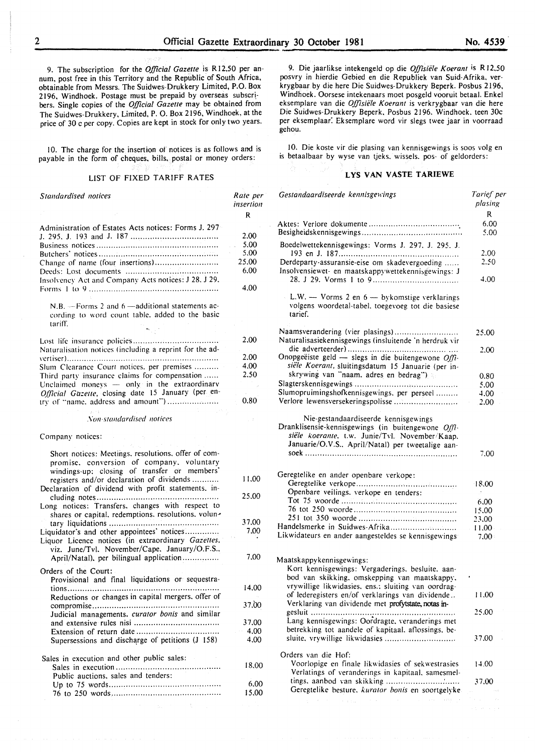9. The subscription for the *Official Gazette* is R12,50 per annum, post free in this Territory and the Republic of South Africa, obtainable from Messrs. The Suidwes-Drukkery Limited, P.O. Box 2196, Windhoek. Postage must be prepaid by overseas subscribers. Single copies of the *Official Gazette* may be obtained from The Suidwes-Drukkery, Limited, P. O. Box 2196, Windhoek, at the price of 30 c per copy. Copies are kept in stock for only two years.

10. The charge for the insertion of notices is as follows and is payable in the form of cheques, bills, postal or money orders:

## LIST OF FIXED TARIFF RATES

| *Standardised notices* | Rate per insertion R |
|---|---|
| Administration of Estates Acts notices: Forms J. 297 J. 295, J. 193 and J. 187 | 2.00 |
| Business notices | 5.00 |
| Butchers' notices | 5.00 |
| Change of name (four insertions) | 25.00 |
| Deeds: Lost documents | 6.00 |
| Insolvency Act and Company Acts notices: J 28, J 29. Forms 1 to 9 | 4.00 |
| N.B. — Forms 2 and 6 — additional statements according to word count table, added to the basic tariff. | |
| Lost life insurance policies | 2.00 |
| Naturalisation notices (including a reprint for the advertiser) | 2.00 |
| Slum Clearance Court notices, per premises | 4.00 |
| Third party insurance claims for compensation | 2.50 |
| Unclaimed moneys — only in the extraordinary *Official Gazette*, closing date 15 January (per entry of "name, address and amount") | 0.80 |

| *Non-standardised notices* | |
|---|---|
| Company notices: | |
| Short notices: Meetings, resolutions, offer of compromise, conversion of company, voluntary windings-up; closing of transfer or members' registers and/or declaration of dividends | 11.00 |
| Declaration of dividend with profit statements, including notes | 25.00 |
| Long notices: Transfers, changes with respect to shares or capital, redemptions, resolutions, voluntary liquidations | 37.00 |
| Liquidator's and other appointees' notices | 7.00 |
| Liquor Licence notices (in extraordinary *Gazettes*, viz. June/Tvl. November/Cape. January/O.F.S., April/Natal), per bilingual application | 7.00 |
| Orders of the Court: | |
| Provisional and final liquidations or sequestrations | 14.00 |
| Reductions or changes in capital mergers, offer of compromise | 37.00 |
| Judicial managements, *curator bonis* and similar and extensive rules nisi | 37.00 |
| Extension of return date | 4.00 |
| Supersessions and discharge of petitions (J 158) | 4.00 |
| Sales in execution and other public sales: | |
| Sales in execution | 18.00 |
| Public auctions, sales and tenders: | |
| Up to 75 words | 6.00 |
| 76 to 250 words | 15.00 |

9. Die jaarlikse intekengeld op die *Offisiële Koerant* is R12,50 posvry in hierdie Gebied en die Republiek van Suid-Afrika, verkrygbaar by die here Die Suidwes-Drukkery Beperk, Posbus 2196, Windhoek. Oorsese intekenaars moet posgeld vooruit betaal. Enkel eksemplare van die *Offisiële Koerant* is verkrygbaar van die here Die Suidwes-Drukkery Beperk, Posbus 2196, Windhoek, teen 30c per eksemplaar. Eksemplare word vir slegs twee jaar in voorraad gehou.

10. Die koste vir die plasing van kennisgewings is soos volg en is betaalbaar by wyse van tjeks, wissels, pos- of geldorders:

## LYS VAN VASTE TARIEWE

| *Gestandaardiseerde kennisgewings* | Tarief per plasing R |
|---|---|
| Aktes: Verlore dokumente | 6.00 |
| Besigheidskennisgewings | 5.00 |
| Boedelwettekennisgewings: Vorms J. 297, J. 295, J. 193 en J. 187 | 2.00 |
| Derdeparty-assuransie-eise om skadevergoeding | 2.50 |
| Insolvensiewet- en maatskappywettekennisgewings: J 28, J 29. Vorms 1 to 9 | 4.00 |
| L.W. — Vorms 2 en 6 — bykomstige verklarings volgens woordetal-tabel, toegevoeg tot die basiese tarief. | |
| Naamsverandering (vier plasings) | 25.00 |
| Naturalisasiekennisgewings (insluitende 'n herdruk vir die adverteerder) | 2.00 |
| Onopgeëiste geld — slegs in die buitengewone *Offisiële Koerant*, sluitingsdatum 15 Januarie (per inskrywing van "naam, adres en bedrag") | 0.80 |
| Slagterskennisgewings | 5.00 |
| Slumopruimingshofkennisgewings, per perseel | 4.00 |
| Verlore lewensversekeringspolisse | 2.00 |

| *Nie-gestandaardiseerde kennisgewings* | |
|---|---|
| Dranklisensie-kennisgewings (in buitengewone *Offisiële koerante*, t.w. Junie/Tvl. November/Kaap. Januarie/O.V.S., April/Natal) per tweetalige aansoek | 7.00 |
| Geregtelike en ander openbare verkope: | |
| Geregtelike verkope | 18.00 |
| Openbare veilings, verkope en tenders: | |
| Tot 75 woorde | 6.00 |
| 76 tot 250 woorde | 15.00 |
| 251 tot 350 woorde | 23.00 |
| Handelsmerke in Suidwes-Afrika | 11.00 |
| Likwidateurs en ander aangesteldes se kennisgewings | 7.00 |
| Maatskappykennisgewings: | |
| Kort kennisgewings: Vergaderings, besluite, aanbod van skikking, omskepping van maatskappy, vrywillige likwidasies, ens.: sluiting van oordragof lederegisters en/of verklarings van dividende | 11.00 |
| Verklaring van dividende met profytstate, notas ingesluit | 25.00 |
| Lang kennisgewings: Oordragte, veranderings met betrekking tot aandele of kapitaal, aflossings, besluite, vrywillige likwidasies | 37.00 |
| Orders van die Hof: | |
| Voorlopige en finale likwidasies of sekwestrasies | 14.00 |
| Verlatings of veranderings in kapitaal, samesmeltings, aanbod van skikking | 37.00 |
| Geregtelike besture, *kurator bonis* en soortgelyke | |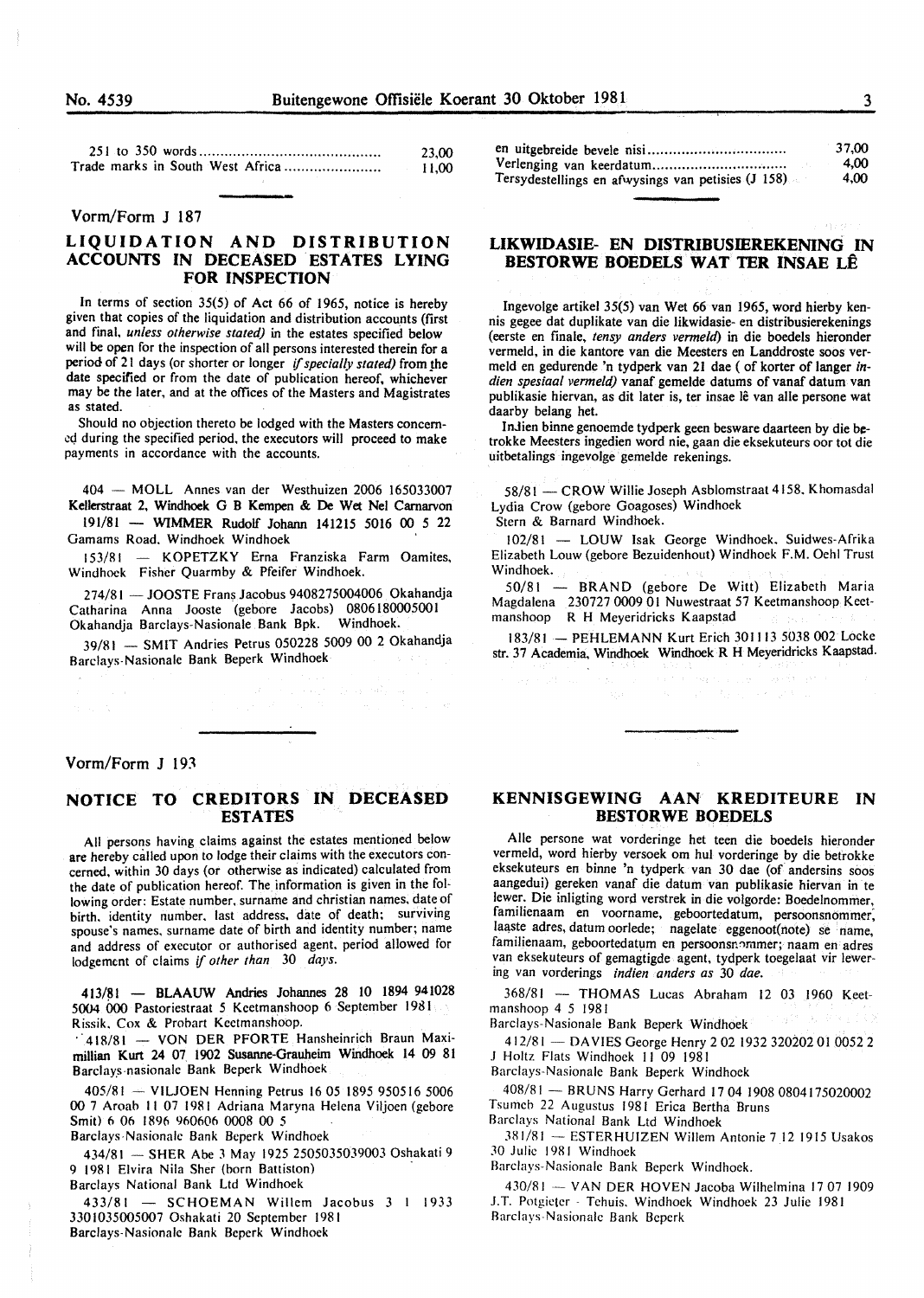| | |
|---|---|
| 251 to 350 words | 23,00 |
| Trade marks in South West Africa | 11,00 |

| | |
|---|---|
| en uitgebreide bevele nisi | 37,00 |
| Verlenging van keerdatum | 4,00 |
| Tersydestellings en afwysings van petisies (J 158) | 4,00 |

Vorm/Form J 187

## LIQUIDATION AND DISTRIBUTION ACCOUNTS IN DECEASED ESTATES LYING FOR INSPECTION

In terms of section 35(5) of Act 66 of 1965, notice is hereby given that copies of the liquidation and distribution accounts (first and final, *unless otherwise stated)* in the estates specified below will be open for the inspection of all persons interested therein for a period of 21 days (or shorter or longer *if specially stated)* from the date specified or from the date of publication hereof, whichever may be the later, and at the offices of the Masters and Magistrates as stated.

Should no objection thereto be lodged with the Masters concerned during the specified period, the executors will proceed to make payments in accordance with the accounts.

404 — MOLL Annes van der Westhuizen 2006 165033007 Kellerstraat 2, Windhoek G B Kempen & De Wet Nel Carnarvon

191/81 — WIMMER Rudolf Johann 141215 5016 00 5 22 Gamams Road, Windhoek Windhoek

153/81 — KOPETZKY Erna Franziska Farm Oamites, Windhoek Fisher Quarmby & Pfeifer Windhoek.

274/81 — JOOSTE Frans Jacobus 9408275004006 Okahandja Catharina Anna Jooste (gebore Jacobs) 0806180005001 Okahandja Barclays-Nasionale Bank Bpk. Windhoek.

39/81 — SMIT Andries Petrus 050228 5009 00 2 Okahandja Barclays-Nasionale Bank Beperk Windhoek

## LIKWIDASIE- EN DISTRIBUSIEREKENING IN BESTORWE BOEDELS WAT TER INSAE LÊ

Ingevolge artikel 35(5) van Wet 66 van 1965, word hierby kennis gegee dat duplikate van die likwidasie- en distribusierekenings (eerste en finale, *tensy anders vermeld)* in die boedels hieronder vermeld, in die kantore van die Meesters en Landdroste soos vermeld en gedurende 'n tydperk van 21 dae ( of korter of langer *indien spesiaal vermeld)* vanaf gemelde datums of vanaf datum van publikasie hiervan, as dit later is, ter insae lê van alle persone wat daarby belang het.

Indien binne genoemde tydperk geen besware daarteen by die betrokke Meesters ingedien word nie, gaan die eksekuteurs oor tot die uitbetalings ingevolge gemelde rekenings.

58/81 — CROW Willie Joseph Asblomstraat 4158, Khomasdal Lydia Crow (gebore Goagoses) Windhoek
Stern & Barnard Windhoek.

102/81 — LOUW Isak George Windhoek, Suidwes-Afrika Elizabeth Louw (gebore Bezuidenhout) Windhoek F.M. Oehl Trust Windhoek.

50/81 — BRAND (gebore De Witt) Elizabeth Maria Magdalena 230727 0009 01 Nuwestraat 57 Keetmanshoop Keetmanshoop R H Meyeridricks Kaapstad

183/81 — PEHLEMANN Kurt Erich 301113 5038 002 Locke str. 37 Academia, Windhoek Windhoek R H Meyeridricks Kaapstad.

Vorm/Form J 193

## NOTICE TO CREDITORS IN DECEASED ESTATES

All persons having claims against the estates mentioned below are hereby called upon to lodge their claims with the executors concerned, within 30 days (or otherwise as indicated) calculated from the date of publication hereof. The information is given in the following order: Estate number, surname and christian names, date of birth, identity number, last address, date of death; surviving spouse's names, surname date of birth and identity number; name and address of executor or authorised agent, period allowed for lodgement of claims *if other than 30 days.*

413/81 — BLAAUW Andries Johannes 28 10 1894 941028 5004 000 Pastoriestraat 5 Keetmanshoop 6 September 1981 Rissik, Cox & Probart Keetmanshoop.

418/81 — VON DER PFORTE Hansheinrich Braun Maximillian Kurt 24 07 1902 Susanne-Grauheim Windhoek 14 09 81 Barclays-nasionale Bank Beperk Windhoek

405/81 — VILJOEN Henning Petrus 16 05 1895 950516 5006 00 7 Aroab 11 07 1981 Adriana Maryna Helena Viljoen (gebore Smit) 6 06 1896 960606 0008 00 5
Barclays-Nasionale Bank Beperk Windhoek

434/81 — SHER Abe 3 May 1925 2505035039003 Oshakati 9 9 1981 Elvira Nila Sher (born Battiston)
Barclays National Bank Ltd Windhoek

433/81 — SCHOEMAN Willem Jacobus 3 1 1933 3301035005007 Oshakati 20 September 1981
Barclays-Nasionale Bank Beperk Windhoek

## KENNISGEWING AAN KREDITEURE IN BESTORWE BOEDELS

Alle persone wat vorderinge het teen die boedels hieronder vermeld, word hierby versoek om hul vorderinge by die betrokke eksekuteurs en binne 'n tydperk van 30 dae (of andersins soos aangedui) gereken vanaf die datum van publikasie hiervan in te lewer. Die inligting word verstrek in die volgorde: Boedelnommer, familienaam en voorname, geboortedatum, persoonsnommer, laaste adres, datum oorlede; nagelate eggenoot(note) se name, familienaam, geboortedatum en persoonsnommer; naam en adres van eksekuteurs of gemagtigde agent, tydperk toegelaat vir lewering van vorderings *indien anders as 30 dae.*

368/81 — THOMAS Lucas Abraham 12 03 1960 Keetmanshoop 4 5 1981
Barclays-Nasionale Bank Beperk Windhoek

412/81 — DAVIES George Henry 2 02 1932 320202 01 0052 2 J Holtz Flats Windhoek 11 09 1981
Barclays-Nasionale Bank Beperk Windhoek

408/81 — BRUNS Harry Gerhard 17 04 1908 0804175020002 Tsumeb 22 Augustus 1981 Erica Bertha Bruns
Barclays National Bank Ltd Windhoek

381/81 — ESTERHUIZEN Willem Antonie 7 12 1915 Usakos 30 Julie 1981 Windhoek
Barclays-Nasionale Bank Beperk Windhoek.

430/81 — VAN DER HOVEN Jacoba Wilhelmina 17 07 1909 J.T. Potgieter - Tehuis, Windhoek Windhoek 23 Julie 1981
Barclays-Nasionale Bank Beperk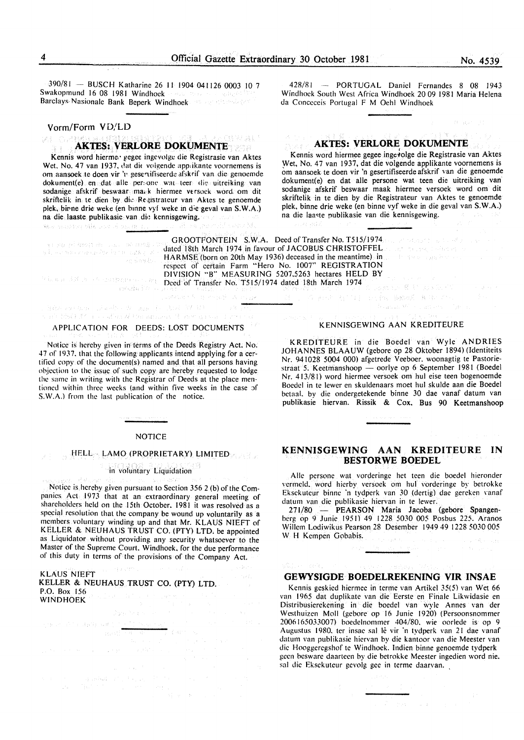390/81 — BUSCH Katharine 26 11 1904 041126 0003 10 7 Swakopmund 16 08 1981 Windhoek Barclays Nasionale Bank Beperk Windhoek

428/81 — PORTUGAL Daniel Fernandes 8 08 1943 Windhoek South West Africa Windhoek 20 09 1981 Maria Helena da Conceceis Portugal F M Oehl Windhoek

Vorm/Form VD/LD

## AKTES: VERLORE DOKUMENTE

Kennis word hiermee gegee ingevolge die Registrasie van Aktes Wet, No. 47 van 1937, dat die volgende applikante voornemens is om aansoek te doen vir 'n gesertifiseerde afskrif van die genoemde dokument(e) en dat alle persone wat teen die uitreiking van sodanige afskrif beswaar maak hiermee versoek word om dit skriftelik in te dien by die Registrateur van Aktes te genoemde plek, binne drie weke (en binne vyf weke in die geval van S.W.A.) na die laaste publikasie van die kennisgewing.

## AKTES: VERLORE DOKUMENTE

Kennis word hiermee gegee ingevolge die Registrasie van Aktes Wet, No. 47 van 1937, dat die volgende applikante voornemens is om aansoek te doen vir 'n gesertifiseerde afskrif van die genoemde dokument(e) en dat alle persone wat teen die uitreiking van sodanige afskrif beswaar maak hiermee versoek word om dit skriftelik in te dien by die Registrateur van Aktes te genoemde plek, binne drie weke (en binne vyf weke in die geval van S.W.A.) na die laaste publikasie van die kennisgewing.

GROOTFONTEIN S.W.A. Deed of Transfer No. T515/1974 dated 18th March 1974 in favour of JACOBUS CHRISTOFFEL HARMSE (born on 20th May 1936) deceased in the meantime) in respect of certain Farm "Hero No. 1007" REGISTRATION DIVISION "B" MEASURING 5207,5263 hectares HELD BY Deed of Transfer No. T515/1974 dated 18th March 1974

## APPLICATION FOR DEEDS: LOST DOCUMENTS

Notice is hereby given in terms of the Deeds Registry Act, No. 47 of 1937, that the following applicants intend applying for a certified copy of the document(s) named and that all persons having objection to the issue of such copy are hereby requested to lodge the same in writing with the Registrar of Deeds at the place mentioned within three weeks (and within five weeks in the case of S.W.A.) from the last publication of the notice.

## NOTICE

### HELL - LAMO (PROPRIETARY) LIMITED

in voluntary Liquidation

Notice is hereby given pursuant to Section 356 2 (b) of the Companies Act 1973 that at an extraordinary general meeting of shareholders held on the 15th October, 1981 it was resolved as a special resolution that the company be wound up voluntarily as a members voluntary winding up and that Mr. KLAUS NIEFT of KELLER & NEUHAUS TRUST CO. (PTY) LTD. be appointed as Liquidator without providing any security whatsoever to the Master of the Supreme Court, Windhoek, for the due performance of this duty in terms of the provisions of the Company Act.

KLAUS NIEFT
KELLER & NEUHAUS TRUST CO. (PTY) LTD.
P.O. Box 156
WINDHOEK

## KENNISGEWING AAN KREDITEURE

KREDITEURE in die Boedel van Wyle ANDRIES JOHANNES BLAAUW (gebore op 28 Oktober 1894) (Identiteits Nr. 941028 5004 000) afgetrede Veeboer. woonagtig te Pastoriestraat 5. Keetmanshoop — oorlye op 6 September 1981 (Boedel Nr. 413/81) word hiermee versoek om hul eise teen bogenoemde Boedel in te lewer en skuldenaars moet hul skulde aan die Boedel betaal. by die ondergetekende binne 30 dae vanaf datum van publikasie hiervan. Rissik & Cox, Bus 90 Keetmanshoop

## KENNISGEWING AAN KREDITEURE IN BESTORWE BOEDEL

Alle persone wat vorderinge het teen die boedel hieronder vermeld, word hierby versoek om hul vorderinge by betrokke Eksekuteur binne 'n tydperk van 30 (dertig) dae gereken vanaf datum van die publikasie hiervan in te lewer.

271/80 — **PEARSON Maria Jacoba (gebore Spangenberg** op 9 Junie 1951) 49 1228 5030 005 Posbus 225. Aranos Willem Lodiwikus Pearson 28 Desember 1949 49 1228 5030 005 W H Kempen Gobabis.

## GEWYSIGDE BOEDELREKENING VIR INSAE

Kennis geskied hiermee in terme van Artikel 35(5) van Wet 66 van 1965 dat duplikate van die Eerste en Finale Likwidasie en Distribusierekening in die boedel van wyle Annes van der Westhuizen Moll (gebore op 16 Junie 1920) (Persoonsnommer 2006165033007) boedelnommer 404/80, wie oorlede is op 9 Augustus 1980, ter insae sal lê vir 'n tydperk van 21 dae vanaf datum van publikasie hiervan by die kantoor van die Meester van die Hooggeregshof te Windhoek. Indien binne genoemde tydperk geen besware daarteen by die betrokke Meester ingedien word nie, sal die Eksekuteur gevolg gee in terme daarvan.